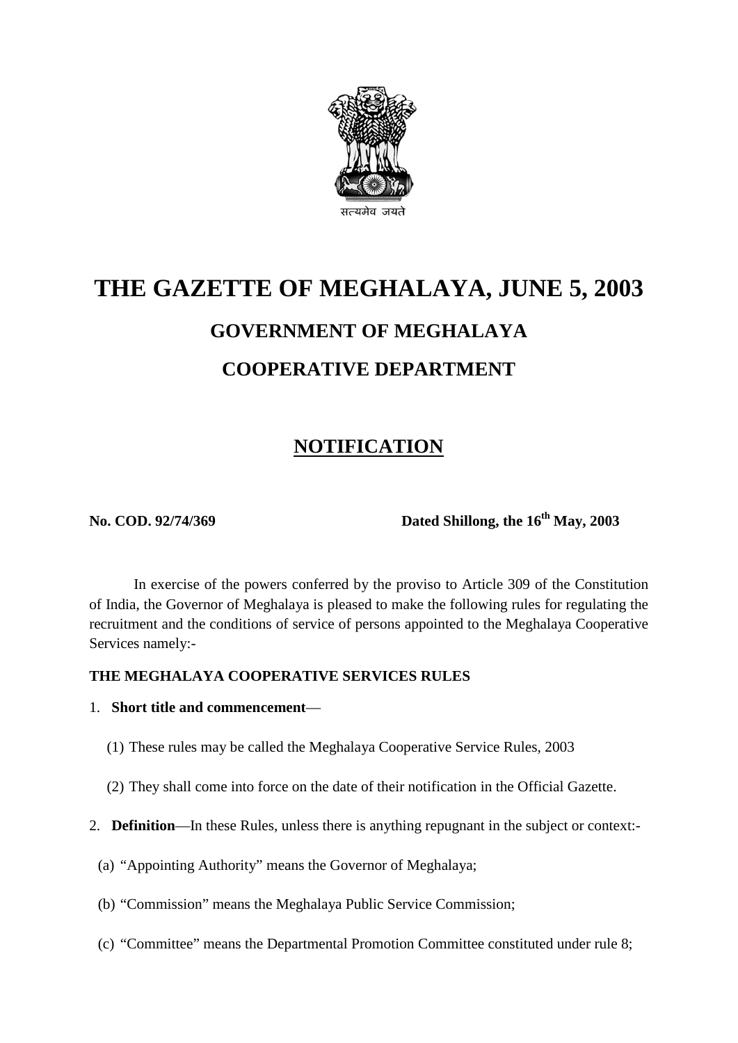सत्यमेव जयते

# THE GAZETTE OF MEGHALAYA, JUNE 5, 2003

## GOVERNMENT OF MEGHALAYA

## COOPERATIVE DEPARTMENT

## NOTIFICATION

**No. COD. 92/74/369** **Dated Shillong, the 16th May, 2003**

In exercise of the powers conferred by the proviso to Article 309 of the Constitution of India, the Governor of Meghalaya is pleased to make the following rules for regulating the recruitment and the conditions of service of persons appointed to the Meghalaya Cooperative Services namely:-

**THE MEGHALAYA COOPERATIVE SERVICES RULES**

1. **Short title and commencement**—

   (1) These rules may be called the Meghalaya Cooperative Service Rules, 2003

   (2) They shall come into force on the date of their notification in the Official Gazette.

2. **Definition**—In these Rules, unless there is anything repugnant in the subject or context:-

   (a) "Appointing Authority" means the Governor of Meghalaya;

   (b) "Commission" means the Meghalaya Public Service Commission;

   (c) "Committee" means the Departmental Promotion Committee constituted under rule 8;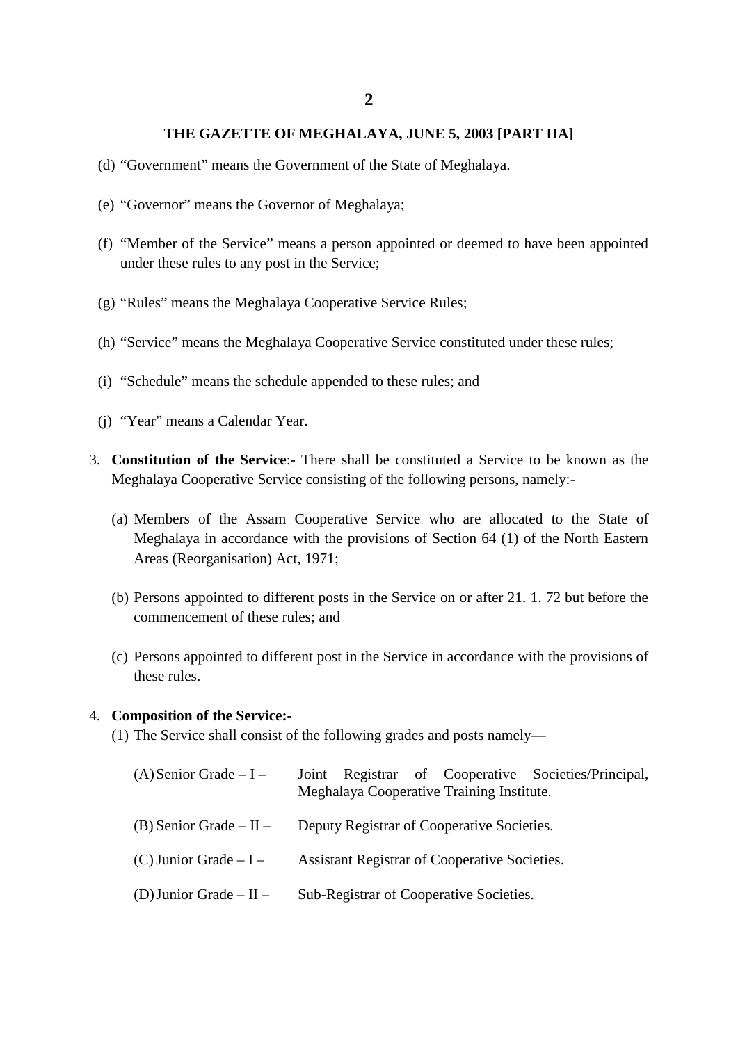(d) “Government” means the Government of the State of Meghalaya.

(e) “Governor” means the Governor of Meghalaya;

(f) “Member of the Service” means a person appointed or deemed to have been appointed under these rules to any post in the Service;

(g) “Rules” means the Meghalaya Cooperative Service Rules;

(h) “Service” means the Meghalaya Cooperative Service constituted under these rules;

(i) “Schedule” means the schedule appended to these rules; and

(j) “Year” means a Calendar Year.

3. **Constitution of the Service**:- There shall be constituted a Service to be known as the Meghalaya Cooperative Service consisting of the following persons, namely:-

   (a) Members of the Assam Cooperative Service who are allocated to the State of Meghalaya in accordance with the provisions of Section 64 (1) of the North Eastern Areas (Reorganisation) Act, 1971;

   (b) Persons appointed to different posts in the Service on or after 21. 1. 72 but before the commencement of these rules; and

   (c) Persons appointed to different post in the Service in accordance with the provisions of these rules.

4. **Composition of the Service:-**

   (1) The Service shall consist of the following grades and posts namely—

   | | |
   |---|---|
   | (A) Senior Grade – I – | Joint Registrar of Cooperative Societies/Principal, Meghalaya Cooperative Training Institute. |
   | (B) Senior Grade – II – | Deputy Registrar of Cooperative Societies. |
   | (C) Junior Grade – I – | Assistant Registrar of Cooperative Societies. |
   | (D) Junior Grade – II – | Sub-Registrar of Cooperative Societies. |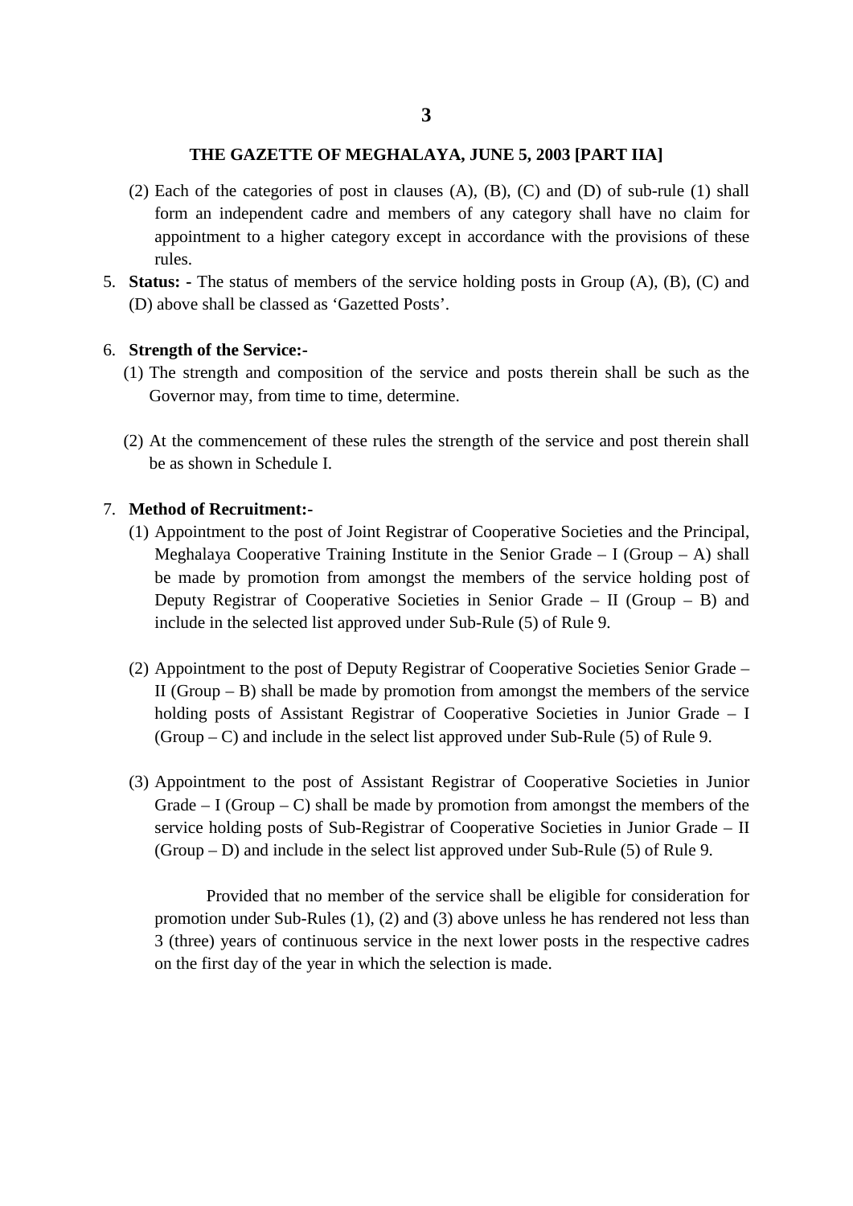(2) Each of the categories of post in clauses (A), (B), (C) and (D) of sub-rule (1) shall form an independent cadre and members of any category shall have no claim for appointment to a higher category except in accordance with the provisions of these rules.

5. **Status: -** The status of members of the service holding posts in Group (A), (B), (C) and (D) above shall be classed as 'Gazetted Posts'.

6. **Strength of the Service:-**

   (1) The strength and composition of the service and posts therein shall be such as the Governor may, from time to time, determine.

   (2) At the commencement of these rules the strength of the service and post therein shall be as shown in Schedule I.

7. **Method of Recruitment:-**

   (1) Appointment to the post of Joint Registrar of Cooperative Societies and the Principal, Meghalaya Cooperative Training Institute in the Senior Grade – I (Group – A) shall be made by promotion from amongst the members of the service holding post of Deputy Registrar of Cooperative Societies in Senior Grade – II (Group – B) and include in the selected list approved under Sub-Rule (5) of Rule 9.

   (2) Appointment to the post of Deputy Registrar of Cooperative Societies Senior Grade – II (Group – B) shall be made by promotion from amongst the members of the service holding posts of Assistant Registrar of Cooperative Societies in Junior Grade – I (Group – C) and include in the select list approved under Sub-Rule (5) of Rule 9.

   (3) Appointment to the post of Assistant Registrar of Cooperative Societies in Junior Grade – I (Group – C) shall be made by promotion from amongst the members of the service holding posts of Sub-Registrar of Cooperative Societies in Junior Grade – II (Group – D) and include in the select list approved under Sub-Rule (5) of Rule 9.

   Provided that no member of the service shall be eligible for consideration for promotion under Sub-Rules (1), (2) and (3) above unless he has rendered not less than 3 (three) years of continuous service in the next lower posts in the respective cadres on the first day of the year in which the selection is made.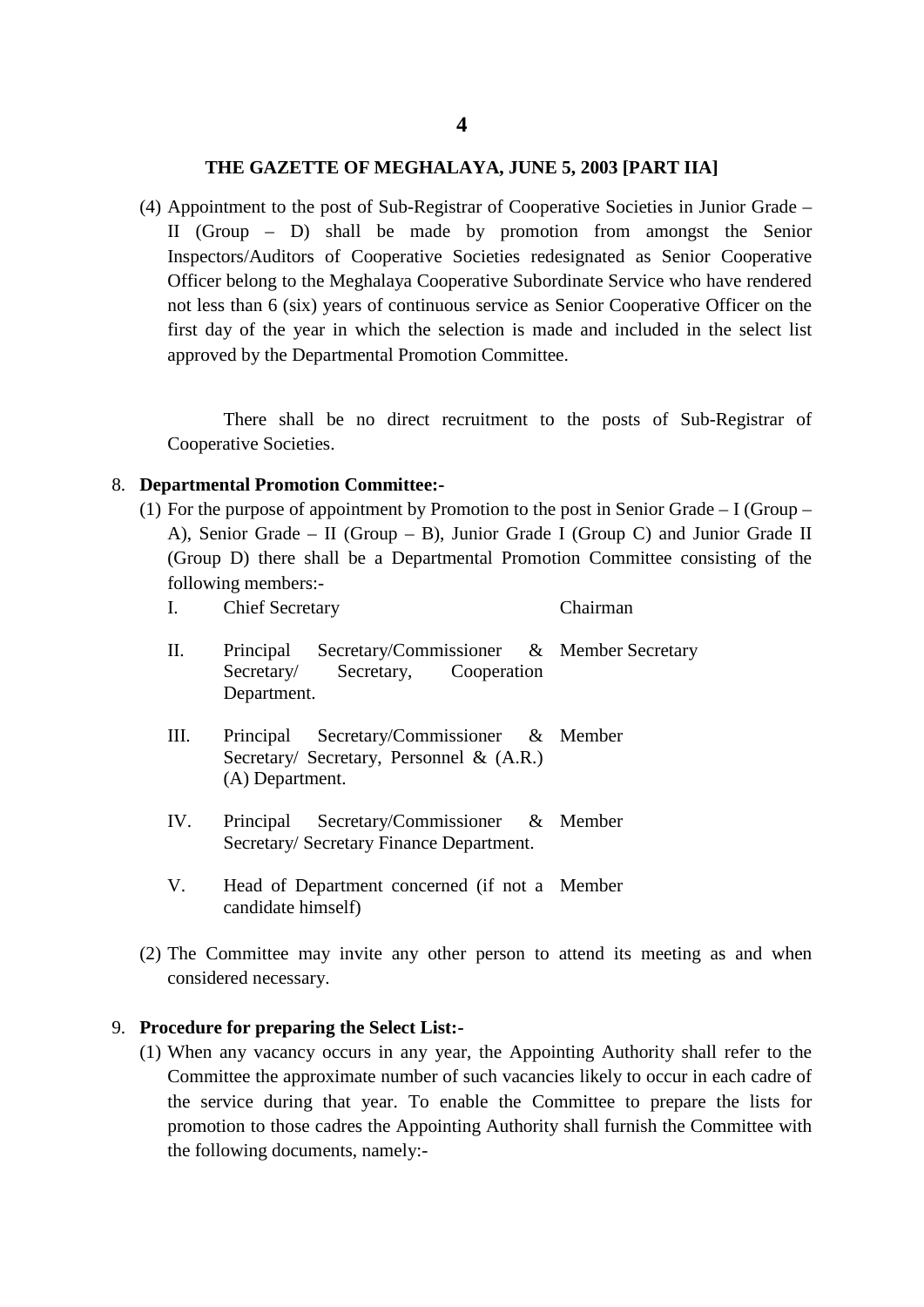(4) Appointment to the post of Sub-Registrar of Cooperative Societies in Junior Grade – II (Group – D) shall be made by promotion from amongst the Senior Inspectors/Auditors of Cooperative Societies redesignated as Senior Cooperative Officer belong to the Meghalaya Cooperative Subordinate Service who have rendered not less than 6 (six) years of continuous service as Senior Cooperative Officer on the first day of the year in which the selection is made and included in the select list approved by the Departmental Promotion Committee.

There shall be no direct recruitment to the posts of Sub-Registrar of Cooperative Societies.

8. **Departmental Promotion Committee:-**

(1) For the purpose of appointment by Promotion to the post in Senior Grade – I (Group – A), Senior Grade – II (Group – B), Junior Grade I (Group C) and Junior Grade II (Group D) there shall be a Departmental Promotion Committee consisting of the following members:-

| | | |
|---|---|---|
| I. | Chief Secretary | Chairman |
| II. | Principal Secretary/Commissioner & Secretary/ Secretary, Cooperation Department. | Member Secretary |
| III. | Principal Secretary/Commissioner & Secretary/ Secretary, Personnel & (A.R.) (A) Department. | Member |
| IV. | Principal Secretary/Commissioner & Secretary/ Secretary Finance Department. | Member |
| V. | Head of Department concerned (if not a candidate himself) | Member |

(2) The Committee may invite any other person to attend its meeting as and when considered necessary.

9. **Procedure for preparing the Select List:-**

(1) When any vacancy occurs in any year, the Appointing Authority shall refer to the Committee the approximate number of such vacancies likely to occur in each cadre of the service during that year. To enable the Committee to prepare the lists for promotion to those cadres the Appointing Authority shall furnish the Committee with the following documents, namely:-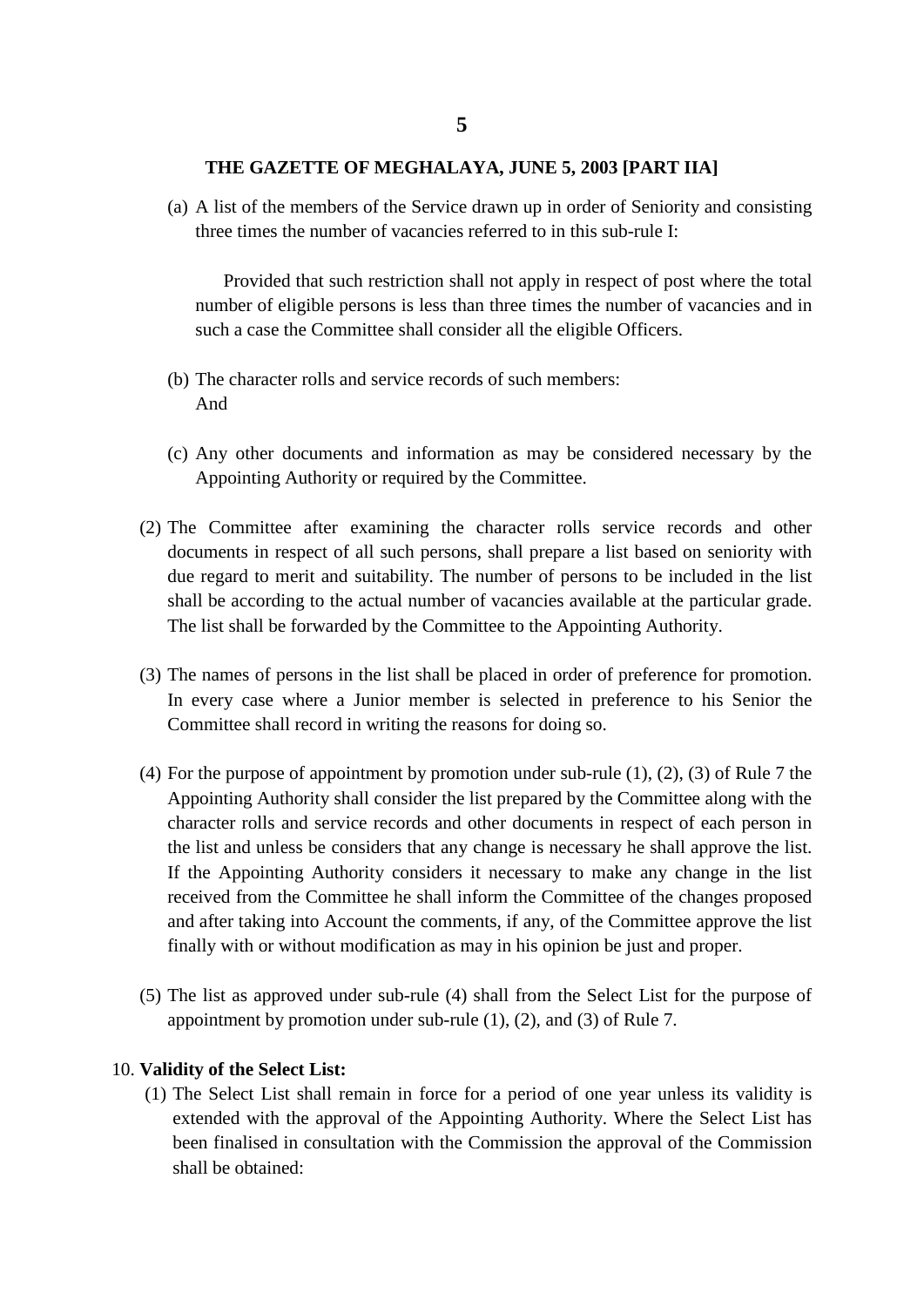(a) A list of the members of the Service drawn up in order of Seniority and consisting three times the number of vacancies referred to in this sub-rule I:

Provided that such restriction shall not apply in respect of post where the total number of eligible persons is less than three times the number of vacancies and in such a case the Committee shall consider all the eligible Officers.

(b) The character rolls and service records of such members:
And

(c) Any other documents and information as may be considered necessary by the Appointing Authority or required by the Committee.

(2) The Committee after examining the character rolls service records and other documents in respect of all such persons, shall prepare a list based on seniority with due regard to merit and suitability. The number of persons to be included in the list shall be according to the actual number of vacancies available at the particular grade. The list shall be forwarded by the Committee to the Appointing Authority.

(3) The names of persons in the list shall be placed in order of preference for promotion. In every case where a Junior member is selected in preference to his Senior the Committee shall record in writing the reasons for doing so.

(4) For the purpose of appointment by promotion under sub-rule (1), (2), (3) of Rule 7 the Appointing Authority shall consider the list prepared by the Committee along with the character rolls and service records and other documents in respect of each person in the list and unless be considers that any change is necessary he shall approve the list. If the Appointing Authority considers it necessary to make any change in the list received from the Committee he shall inform the Committee of the changes proposed and after taking into Account the comments, if any, of the Committee approve the list finally with or without modification as may in his opinion be just and proper.

(5) The list as approved under sub-rule (4) shall from the Select List for the purpose of appointment by promotion under sub-rule (1), (2), and (3) of Rule 7.

10. **Validity of the Select List:**

(1) The Select List shall remain in force for a period of one year unless its validity is extended with the approval of the Appointing Authority. Where the Select List has been finalised in consultation with the Commission the approval of the Commission shall be obtained: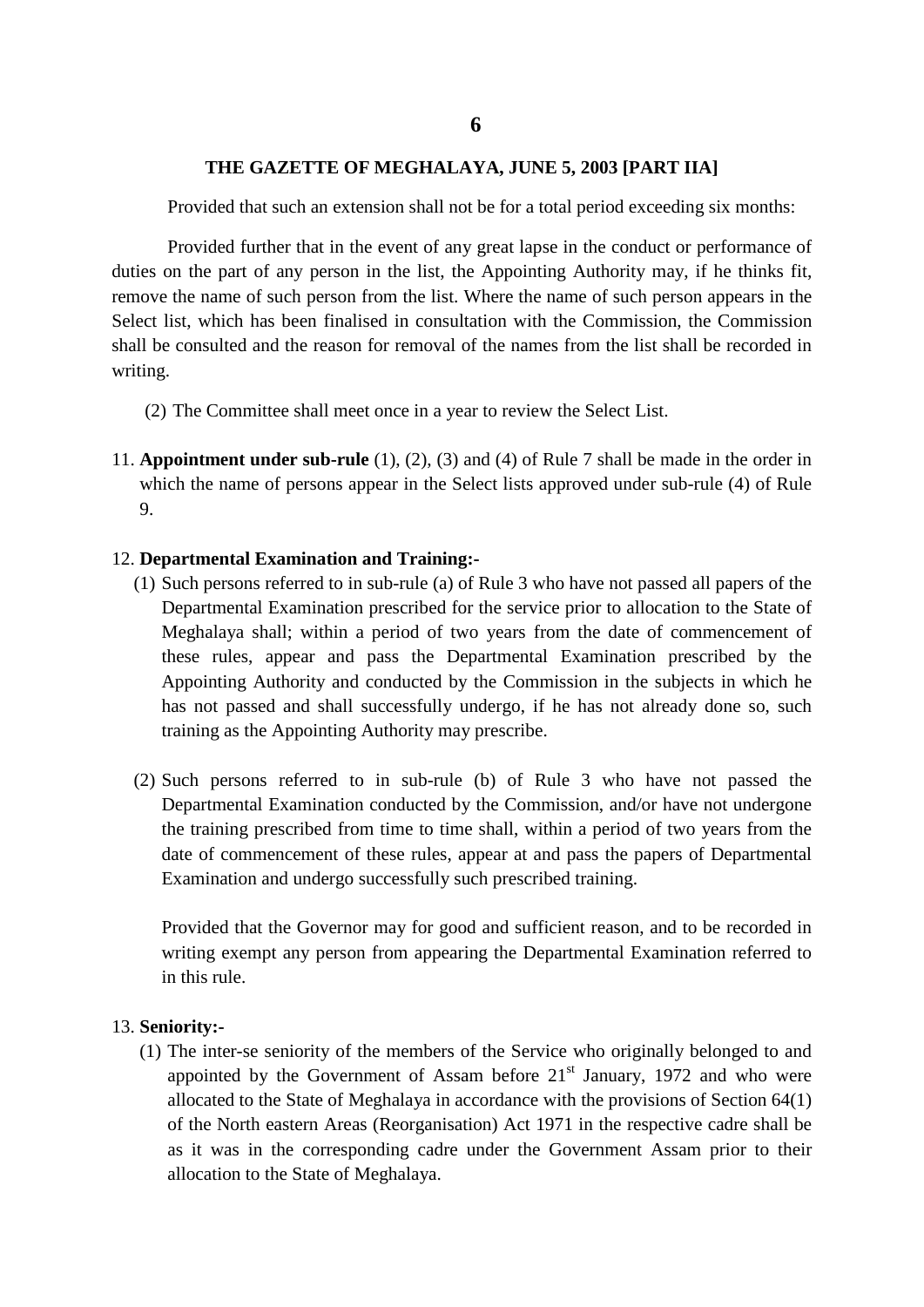Provided that such an extension shall not be for a total period exceeding six months:

Provided further that in the event of any great lapse in the conduct or performance of duties on the part of any person in the list, the Appointing Authority may, if he thinks fit, remove the name of such person from the list. Where the name of such person appears in the Select list, which has been finalised in consultation with the Commission, the Commission shall be consulted and the reason for removal of the names from the list shall be recorded in writing.

(2) The Committee shall meet once in a year to review the Select List.

11. **Appointment under sub-rule** (1), (2), (3) and (4) of Rule 7 shall be made in the order in which the name of persons appear in the Select lists approved under sub-rule (4) of Rule 9.

12. **Departmental Examination and Training:-**

(1) Such persons referred to in sub-rule (a) of Rule 3 who have not passed all papers of the Departmental Examination prescribed for the service prior to allocation to the State of Meghalaya shall; within a period of two years from the date of commencement of these rules, appear and pass the Departmental Examination prescribed by the Appointing Authority and conducted by the Commission in the subjects in which he has not passed and shall successfully undergo, if he has not already done so, such training as the Appointing Authority may prescribe.

(2) Such persons referred to in sub-rule (b) of Rule 3 who have not passed the Departmental Examination conducted by the Commission, and/or have not undergone the training prescribed from time to time shall, within a period of two years from the date of commencement of these rules, appear at and pass the papers of Departmental Examination and undergo successfully such prescribed training.

Provided that the Governor may for good and sufficient reason, and to be recorded in writing exempt any person from appearing the Departmental Examination referred to in this rule.

13. **Seniority:-**

(1) The inter-se seniority of the members of the Service who originally belonged to and appointed by the Government of Assam before 21st January, 1972 and who were allocated to the State of Meghalaya in accordance with the provisions of Section 64(1) of the North eastern Areas (Reorganisation) Act 1971 in the respective cadre shall be as it was in the corresponding cadre under the Government Assam prior to their allocation to the State of Meghalaya.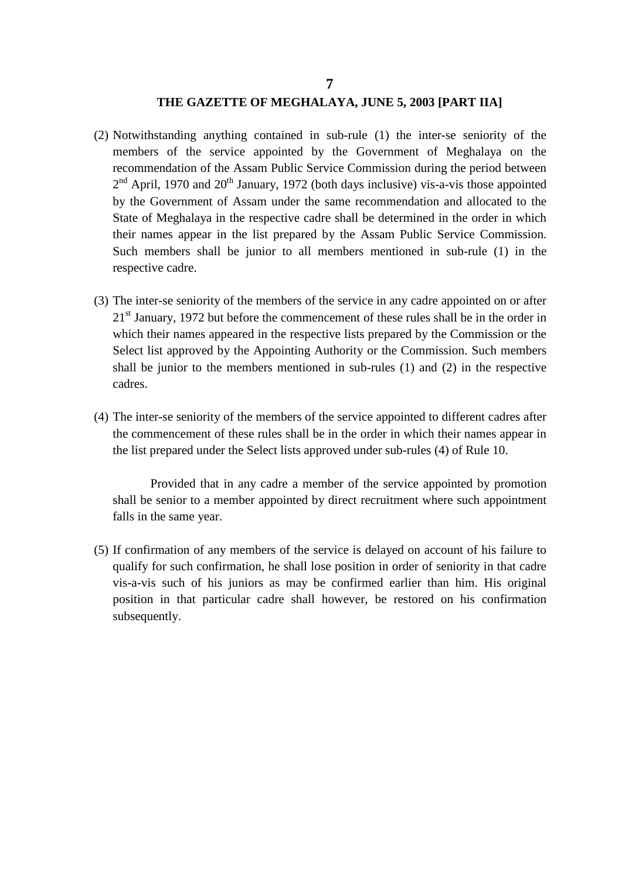(2) Notwithstanding anything contained in sub-rule (1) the inter-se seniority of the members of the service appointed by the Government of Meghalaya on the recommendation of the Assam Public Service Commission during the period between 2nd April, 1970 and 20th January, 1972 (both days inclusive) vis-a-vis those appointed by the Government of Assam under the same recommendation and allocated to the State of Meghalaya in the respective cadre shall be determined in the order in which their names appear in the list prepared by the Assam Public Service Commission. Such members shall be junior to all members mentioned in sub-rule (1) in the respective cadre.

(3) The inter-se seniority of the members of the service in any cadre appointed on or after 21st January, 1972 but before the commencement of these rules shall be in the order in which their names appeared in the respective lists prepared by the Commission or the Select list approved by the Appointing Authority or the Commission. Such members shall be junior to the members mentioned in sub-rules (1) and (2) in the respective cadres.

(4) The inter-se seniority of the members of the service appointed to different cadres after the commencement of these rules shall be in the order in which their names appear in the list prepared under the Select lists approved under sub-rules (4) of Rule 10.

Provided that in any cadre a member of the service appointed by promotion shall be senior to a member appointed by direct recruitment where such appointment falls in the same year.

(5) If confirmation of any members of the service is delayed on account of his failure to qualify for such confirmation, he shall lose position in order of seniority in that cadre vis-a-vis such of his juniors as may be confirmed earlier than him. His original position in that particular cadre shall however, be restored on his confirmation subsequently.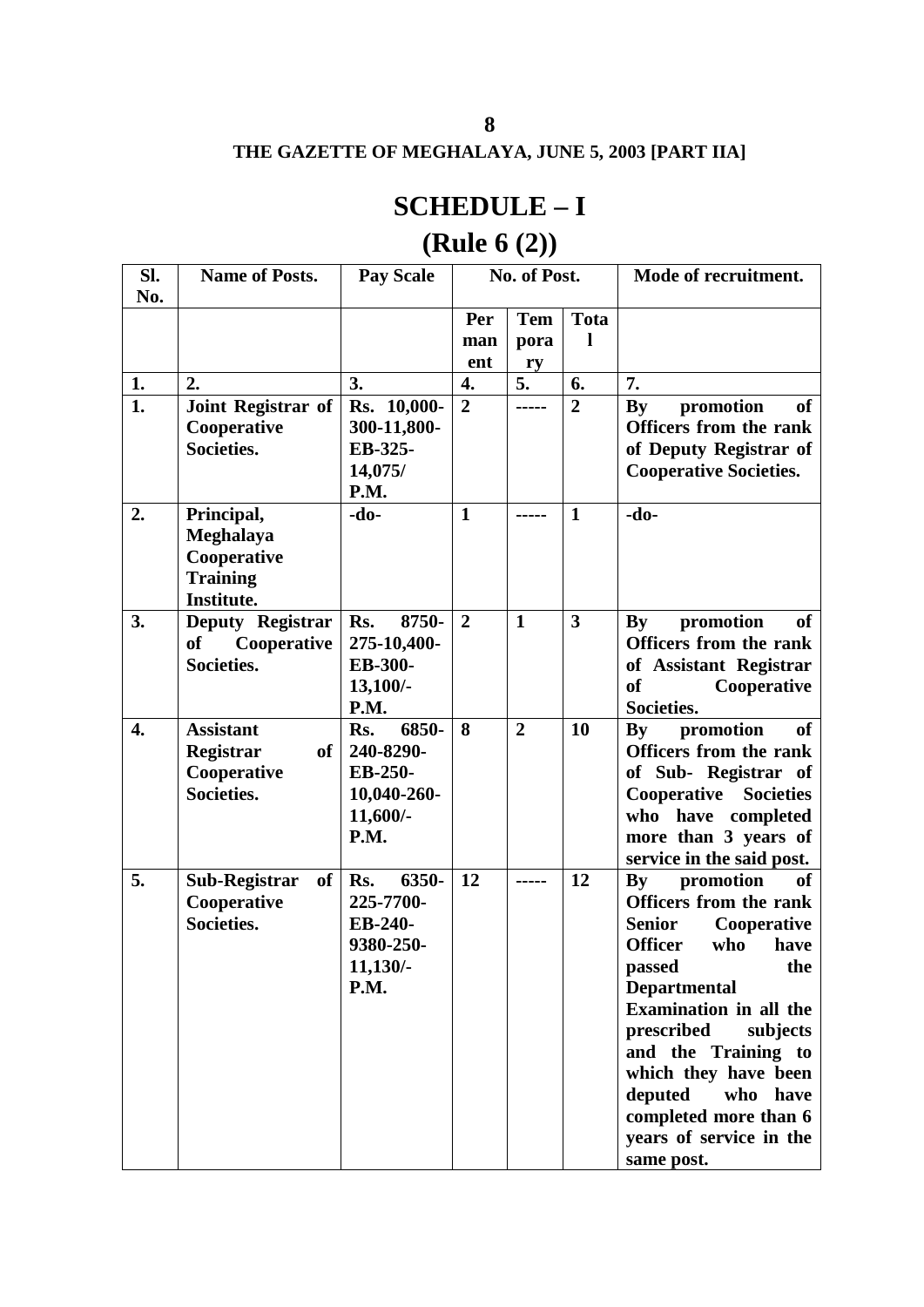# SCHEDULE – I

## (Rule 6 (2))

| Sl. No. | Name of Posts. | Pay Scale | No. of Post. | | | Mode of recruitment. |
|---|---|---|---|---|---|---|
| | | | Permanent | Temporary | Total | |
| 1. | 2. | 3. | 4. | 5. | 6. | 7. |
| 1. | Joint Registrar of Cooperative Societies. | Rs. 10,000-300-11,800-EB-325-14,075/ P.M. | 2 | ----- | 2 | By promotion of Officers from the rank of Deputy Registrar of Cooperative Societies. |
| 2. | Principal, Meghalaya Cooperative Training Institute. | -do- | 1 | ----- | 1 | -do- |
| 3. | Deputy Registrar of Cooperative Societies. | Rs. 8750-275-10,400-EB-300-13,100/- P.M. | 2 | 1 | 3 | By promotion of Officers from the rank of Assistant Registrar of Cooperative Societies. |
| 4. | Assistant Registrar of Cooperative Societies. | Rs. 6850-240-8290-EB-250-10,040-260-11,600/- P.M. | 8 | 2 | 10 | By promotion of Officers from the rank of Sub- Registrar of Cooperative Societies who have completed more than 3 years of service in the said post. |
| 5. | Sub-Registrar of Cooperative Societies. | Rs. 6350-225-7700-EB-240-9380-250-11,130/- P.M. | 12 | ----- | 12 | By promotion of Officers from the rank Senior Cooperative Officer who have passed the Departmental Examination in all the prescribed subjects and the Training to which they have been deputed who have completed more than 6 years of service in the same post. |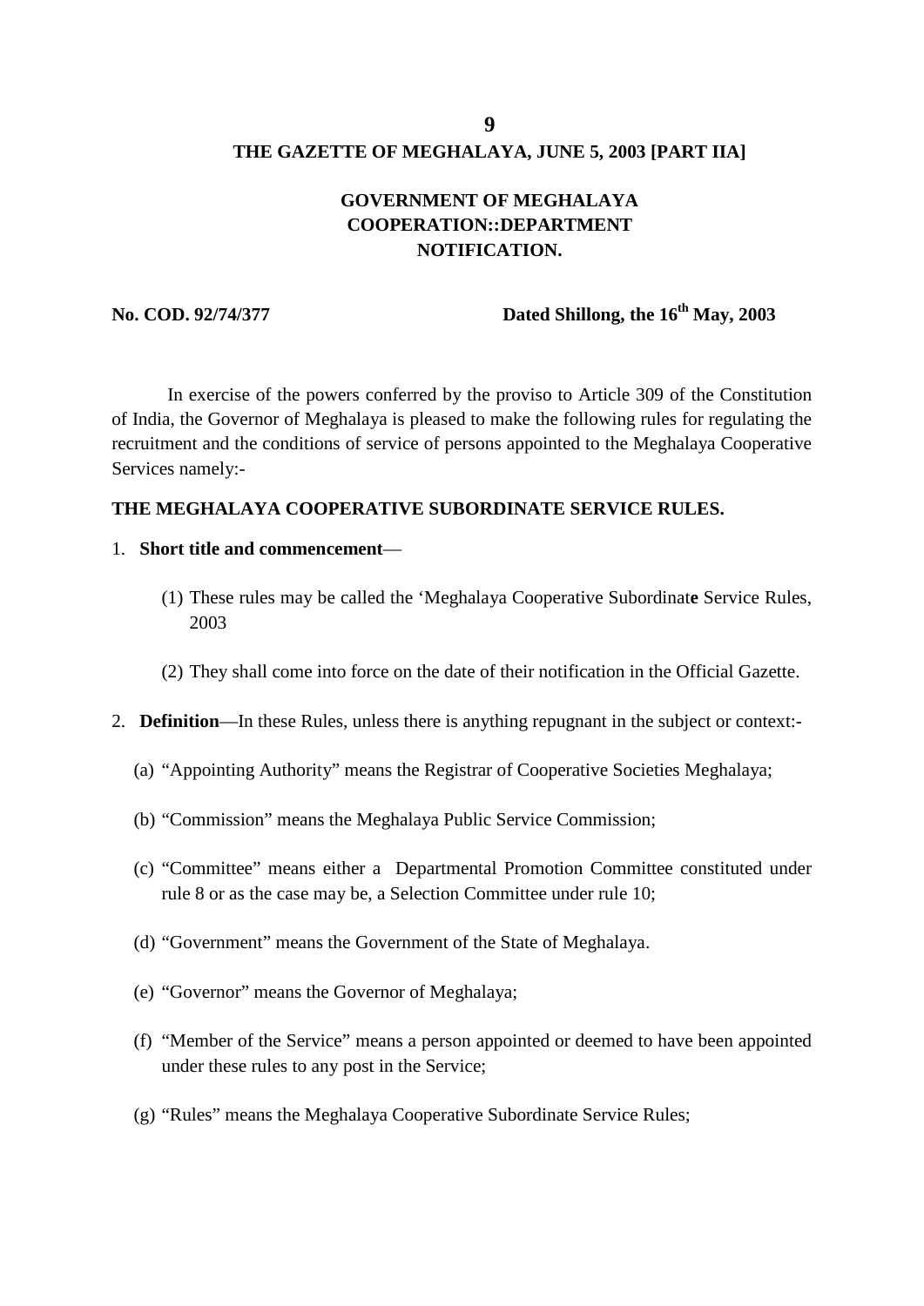**THE GAZETTE OF MEGHALAYA, JUNE 5, 2003 [PART IIA]**

**GOVERNMENT OF MEGHALAYA**
**COOPERATION::DEPARTMENT**
**NOTIFICATION.**

**No. COD. 92/74/377** **Dated Shillong, the 16th May, 2003**

In exercise of the powers conferred by the proviso to Article 309 of the Constitution of India, the Governor of Meghalaya is pleased to make the following rules for regulating the recruitment and the conditions of service of persons appointed to the Meghalaya Cooperative Services namely:-

**THE MEGHALAYA COOPERATIVE SUBORDINATE SERVICE RULES.**

1. **Short title and commencement**—

    (1) These rules may be called the 'Meghalaya Cooperative Subordinate Service Rules, 2003

    (2) They shall come into force on the date of their notification in the Official Gazette.

2. **Definition**—In these Rules, unless there is anything repugnant in the subject or context:-

    (a) "Appointing Authority" means the Registrar of Cooperative Societies Meghalaya;

    (b) "Commission" means the Meghalaya Public Service Commission;

    (c) "Committee" means either a Departmental Promotion Committee constituted under rule 8 or as the case may be, a Selection Committee under rule 10;

    (d) "Government" means the Government of the State of Meghalaya.

    (e) "Governor" means the Governor of Meghalaya;

    (f) "Member of the Service" means a person appointed or deemed to have been appointed under these rules to any post in the Service;

    (g) "Rules" means the Meghalaya Cooperative Subordinate Service Rules;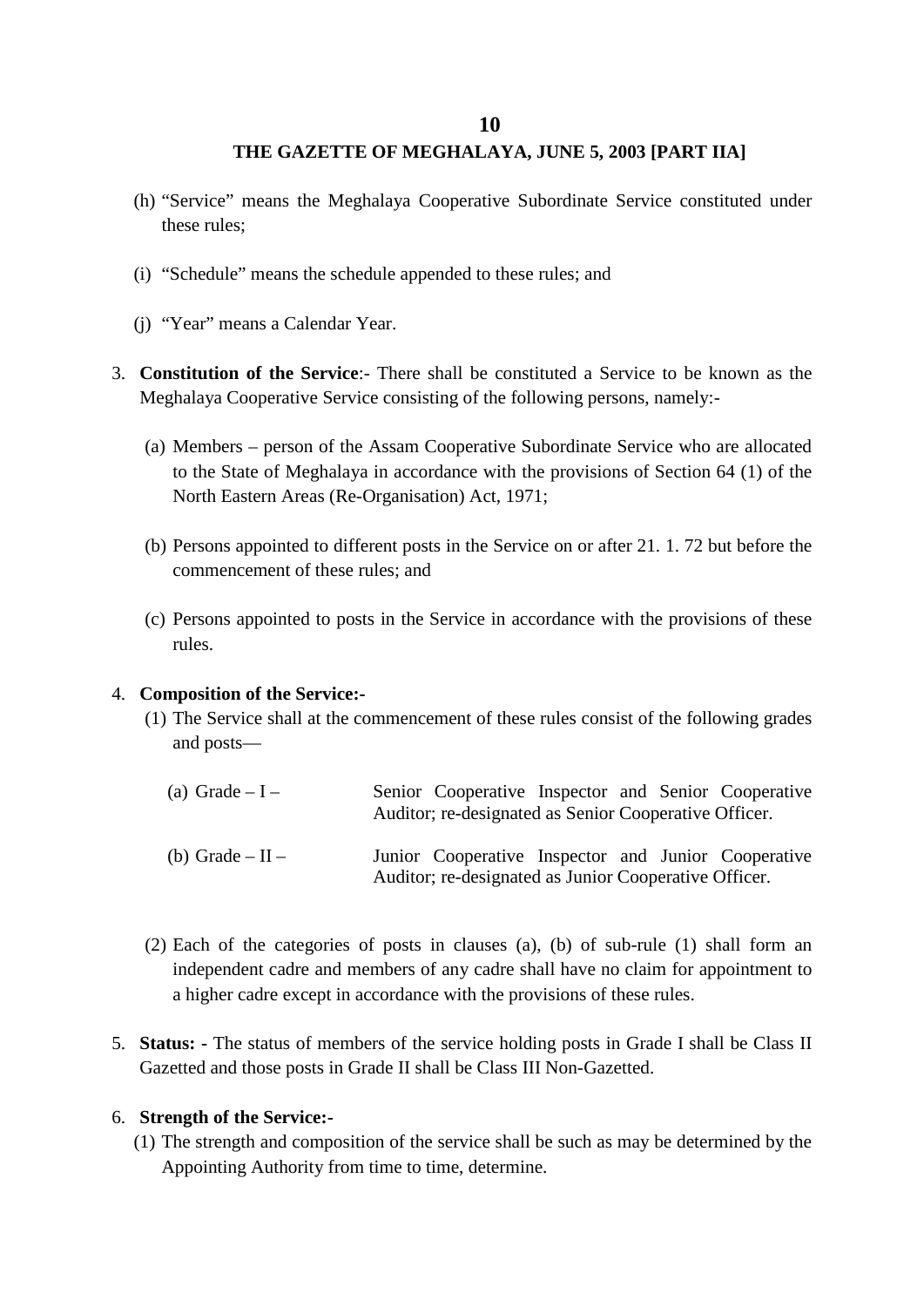(h) "Service" means the Meghalaya Cooperative Subordinate Service constituted under these rules;

(i) "Schedule" means the schedule appended to these rules; and

(j) "Year" means a Calendar Year.

3. **Constitution of the Service**:- There shall be constituted a Service to be known as the Meghalaya Cooperative Service consisting of the following persons, namely:-

   (a) Members – person of the Assam Cooperative Subordinate Service who are allocated to the State of Meghalaya in accordance with the provisions of Section 64 (1) of the North Eastern Areas (Re-Organisation) Act, 1971;

   (b) Persons appointed to different posts in the Service on or after 21. 1. 72 but before the commencement of these rules; and

   (c) Persons appointed to posts in the Service in accordance with the provisions of these rules.

4. **Composition of the Service:-**

   (1) The Service shall at the commencement of these rules consist of the following grades and posts—

   (a) Grade – I – Senior Cooperative Inspector and Senior Cooperative Auditor; re-designated as Senior Cooperative Officer.

   (b) Grade – II – Junior Cooperative Inspector and Junior Cooperative Auditor; re-designated as Junior Cooperative Officer.

   (2) Each of the categories of posts in clauses (a), (b) of sub-rule (1) shall form an independent cadre and members of any cadre shall have no claim for appointment to a higher cadre except in accordance with the provisions of these rules.

5. **Status:** - The status of members of the service holding posts in Grade I shall be Class II Gazetted and those posts in Grade II shall be Class III Non-Gazetted.

6. **Strength of the Service:-**

   (1) The strength and composition of the service shall be such as may be determined by the Appointing Authority from time to time, determine.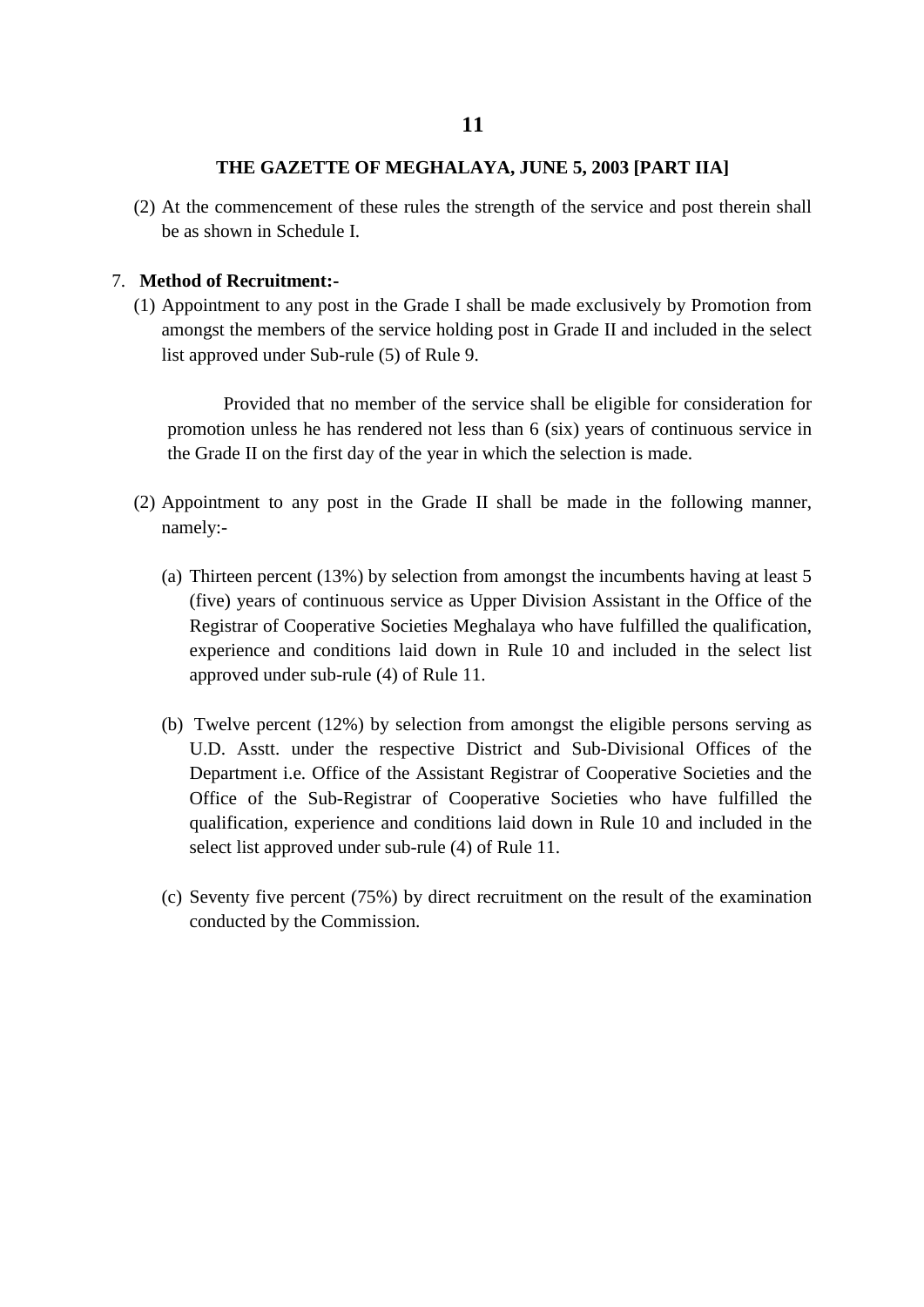(2) At the commencement of these rules the strength of the service and post therein shall be as shown in Schedule I.

7. **Method of Recruitment:-**

(1) Appointment to any post in the Grade I shall be made exclusively by Promotion from amongst the members of the service holding post in Grade II and included in the select list approved under Sub-rule (5) of Rule 9.

Provided that no member of the service shall be eligible for consideration for promotion unless he has rendered not less than 6 (six) years of continuous service in the Grade II on the first day of the year in which the selection is made.

(2) Appointment to any post in the Grade II shall be made in the following manner, namely:-

(a) Thirteen percent (13%) by selection from amongst the incumbents having at least 5 (five) years of continuous service as Upper Division Assistant in the Office of the Registrar of Cooperative Societies Meghalaya who have fulfilled the qualification, experience and conditions laid down in Rule 10 and included in the select list approved under sub-rule (4) of Rule 11.

(b) Twelve percent (12%) by selection from amongst the eligible persons serving as U.D. Asstt. under the respective District and Sub-Divisional Offices of the Department i.e. Office of the Assistant Registrar of Cooperative Societies and the Office of the Sub-Registrar of Cooperative Societies who have fulfilled the qualification, experience and conditions laid down in Rule 10 and included in the select list approved under sub-rule (4) of Rule 11.

(c) Seventy five percent (75%) by direct recruitment on the result of the examination conducted by the Commission.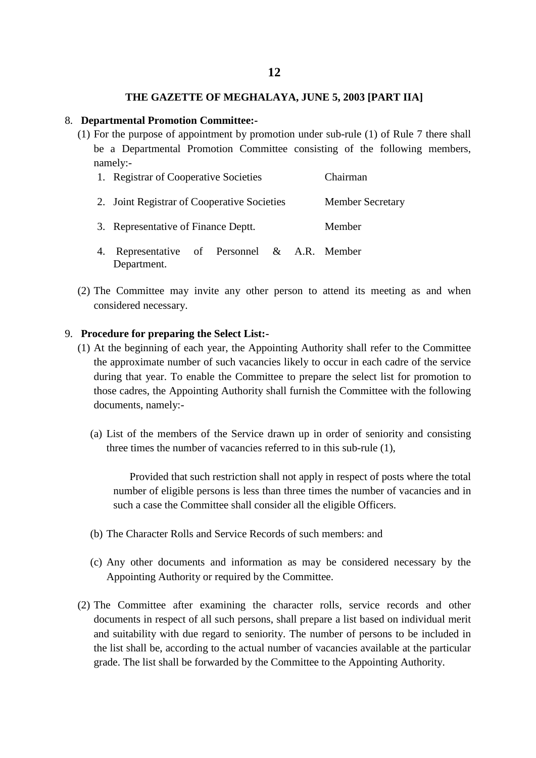8. **Departmental Promotion Committee:-**

(1) For the purpose of appointment by promotion under sub-rule (1) of Rule 7 there shall be a Departmental Promotion Committee consisting of the following members, namely:-

| | | |
|---|---|---|
| 1. | Registrar of Cooperative Societies | Chairman |
| 2. | Joint Registrar of Cooperative Societies | Member Secretary |
| 3. | Representative of Finance Deptt. | Member |
| 4. | Representative of Personnel & A.R. Department. | Member |

(2) The Committee may invite any other person to attend its meeting as and when considered necessary.

9. **Procedure for preparing the Select List:-**

(1) At the beginning of each year, the Appointing Authority shall refer to the Committee the approximate number of such vacancies likely to occur in each cadre of the service during that year. To enable the Committee to prepare the select list for promotion to those cadres, the Appointing Authority shall furnish the Committee with the following documents, namely:-

(a) List of the members of the Service drawn up in order of seniority and consisting three times the number of vacancies referred to in this sub-rule (1),

Provided that such restriction shall not apply in respect of posts where the total number of eligible persons is less than three times the number of vacancies and in such a case the Committee shall consider all the eligible Officers.

(b) The Character Rolls and Service Records of such members: and

(c) Any other documents and information as may be considered necessary by the Appointing Authority or required by the Committee.

(2) The Committee after examining the character rolls, service records and other documents in respect of all such persons, shall prepare a list based on individual merit and suitability with due regard to seniority. The number of persons to be included in the list shall be, according to the actual number of vacancies available at the particular grade. The list shall be forwarded by the Committee to the Appointing Authority.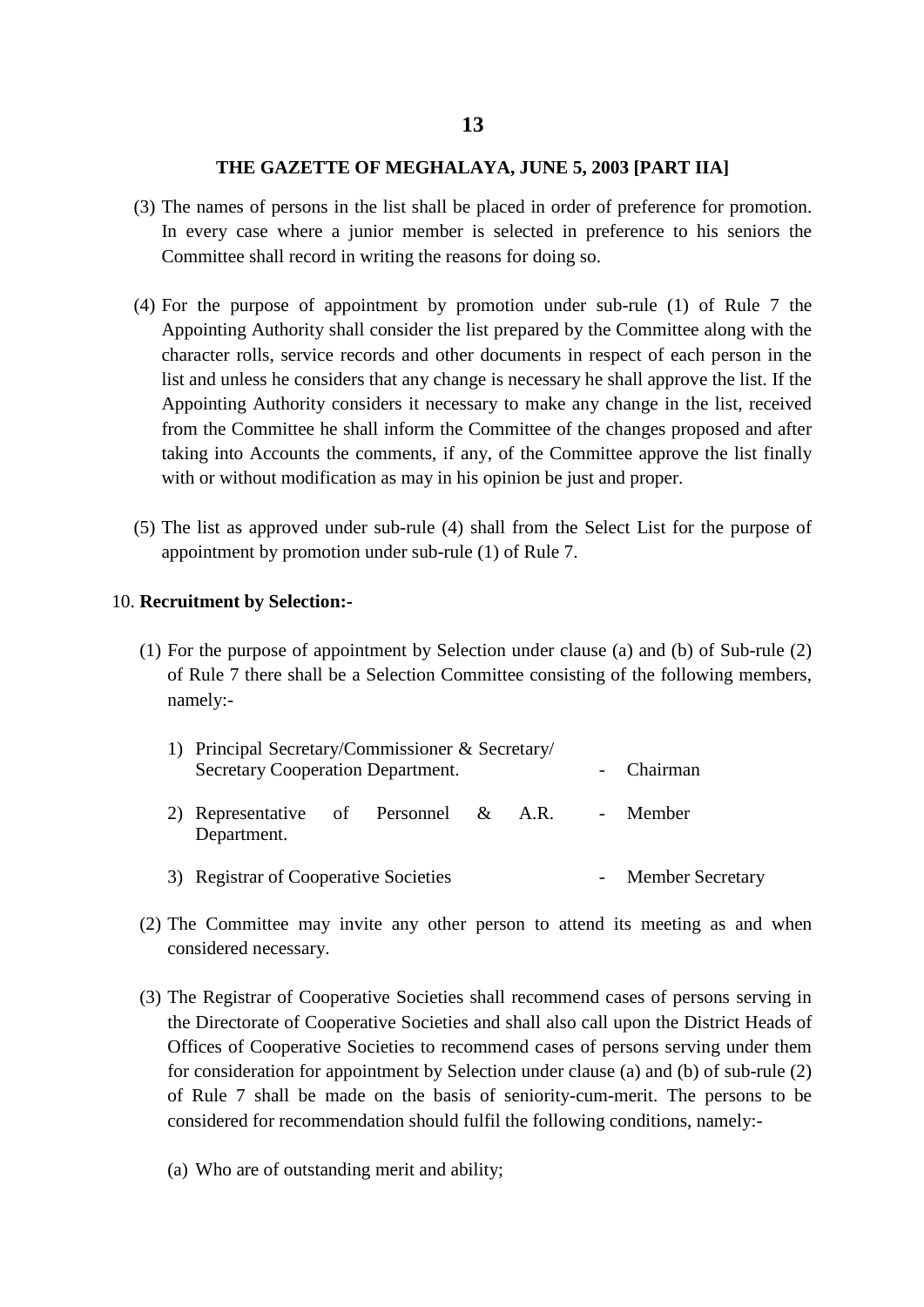(3) The names of persons in the list shall be placed in order of preference for promotion. In every case where a junior member is selected in preference to his seniors the Committee shall record in writing the reasons for doing so.

(4) For the purpose of appointment by promotion under sub-rule (1) of Rule 7 the Appointing Authority shall consider the list prepared by the Committee along with the character rolls, service records and other documents in respect of each person in the list and unless he considers that any change is necessary he shall approve the list. If the Appointing Authority considers it necessary to make any change in the list, received from the Committee he shall inform the Committee of the changes proposed and after taking into Accounts the comments, if any, of the Committee approve the list finally with or without modification as may in his opinion be just and proper.

(5) The list as approved under sub-rule (4) shall from the Select List for the purpose of appointment by promotion under sub-rule (1) of Rule 7.

10. **Recruitment by Selection:-**

(1) For the purpose of appointment by Selection under clause (a) and (b) of Sub-rule (2) of Rule 7 there shall be a Selection Committee consisting of the following members, namely:-

| | | |
|---|---|---|
| 1) Principal Secretary/Commissioner & Secretary/ Secretary Cooperation Department. | - | Chairman |
| 2) Representative of Personnel & A.R. Department. | - | Member |
| 3) Registrar of Cooperative Societies | - | Member Secretary |

(2) The Committee may invite any other person to attend its meeting as and when considered necessary.

(3) The Registrar of Cooperative Societies shall recommend cases of persons serving in the Directorate of Cooperative Societies and shall also call upon the District Heads of Offices of Cooperative Societies to recommend cases of persons serving under them for consideration for appointment by Selection under clause (a) and (b) of sub-rule (2) of Rule 7 shall be made on the basis of seniority-cum-merit. The persons to be considered for recommendation should fulfil the following conditions, namely:-

(a) Who are of outstanding merit and ability;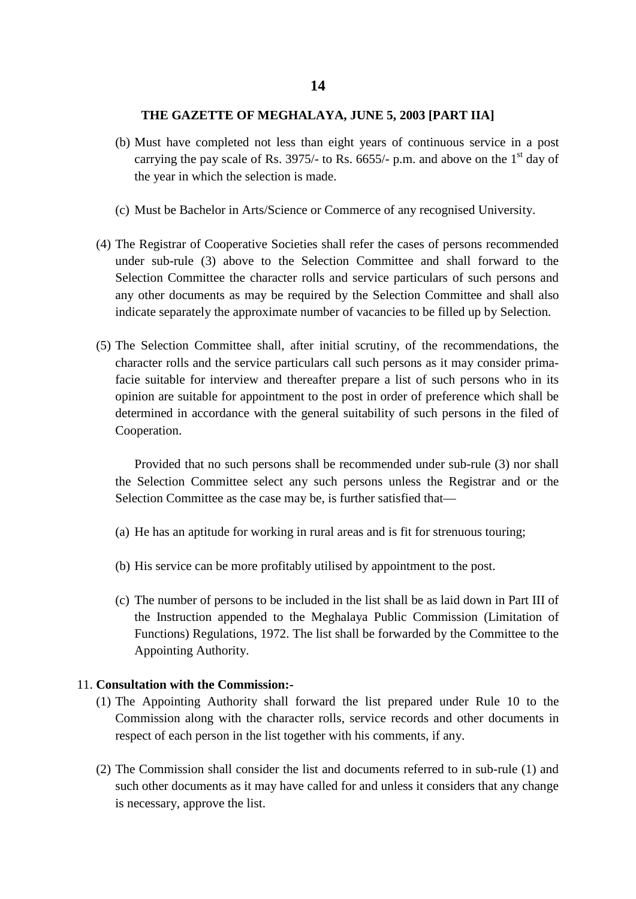(b) Must have completed not less than eight years of continuous service in a post carrying the pay scale of Rs. 3975/- to Rs. 6655/- p.m. and above on the 1st day of the year in which the selection is made.

(c) Must be Bachelor in Arts/Science or Commerce of any recognised University.

(4) The Registrar of Cooperative Societies shall refer the cases of persons recommended under sub-rule (3) above to the Selection Committee and shall forward to the Selection Committee the character rolls and service particulars of such persons and any other documents as may be required by the Selection Committee and shall also indicate separately the approximate number of vacancies to be filled up by Selection.

(5) The Selection Committee shall, after initial scrutiny, of the recommendations, the character rolls and the service particulars call such persons as it may consider prima-facie suitable for interview and thereafter prepare a list of such persons who in its opinion are suitable for appointment to the post in order of preference which shall be determined in accordance with the general suitability of such persons in the filed of Cooperation.

Provided that no such persons shall be recommended under sub-rule (3) nor shall the Selection Committee select any such persons unless the Registrar and or the Selection Committee as the case may be, is further satisfied that—

(a) He has an aptitude for working in rural areas and is fit for strenuous touring;

(b) His service can be more profitably utilised by appointment to the post.

(c) The number of persons to be included in the list shall be as laid down in Part III of the Instruction appended to the Meghalaya Public Commission (Limitation of Functions) Regulations, 1972. The list shall be forwarded by the Committee to the Appointing Authority.

11. **Consultation with the Commission:-**

(1) The Appointing Authority shall forward the list prepared under Rule 10 to the Commission along with the character rolls, service records and other documents in respect of each person in the list together with his comments, if any.

(2) The Commission shall consider the list and documents referred to in sub-rule (1) and such other documents as it may have called for and unless it considers that any change is necessary, approve the list.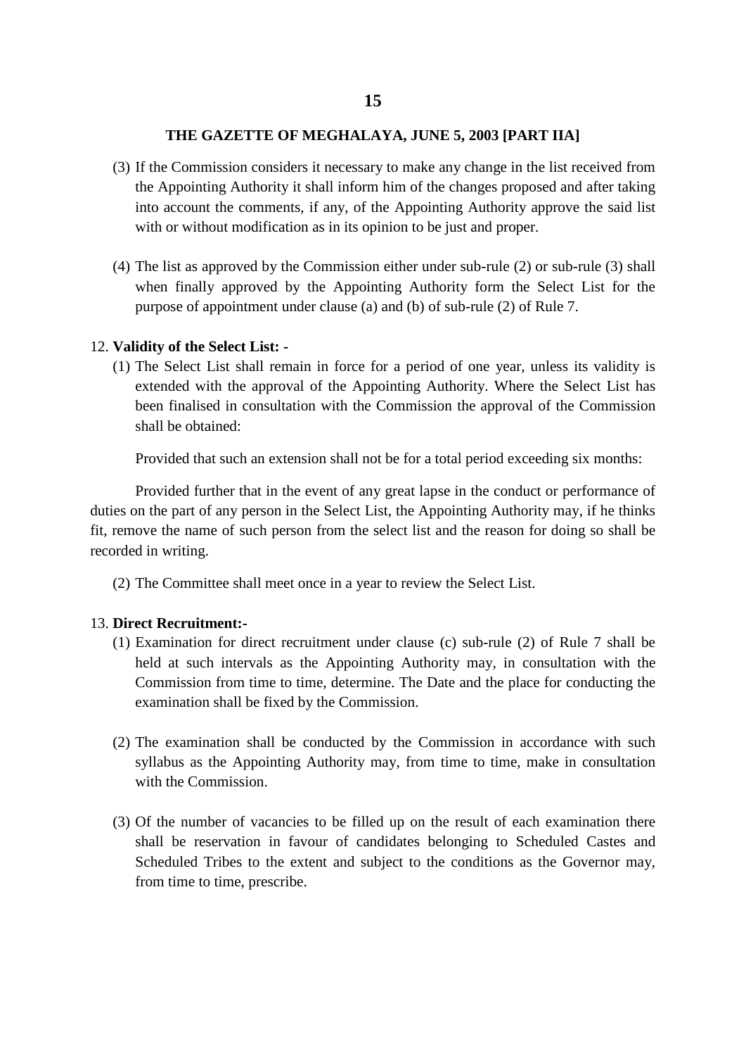(3) If the Commission considers it necessary to make any change in the list received from the Appointing Authority it shall inform him of the changes proposed and after taking into account the comments, if any, of the Appointing Authority approve the said list with or without modification as in its opinion to be just and proper.

(4) The list as approved by the Commission either under sub-rule (2) or sub-rule (3) shall when finally approved by the Appointing Authority form the Select List for the purpose of appointment under clause (a) and (b) of sub-rule (2) of Rule 7.

12. **Validity of the Select List: -**

(1) The Select List shall remain in force for a period of one year, unless its validity is extended with the approval of the Appointing Authority. Where the Select List has been finalised in consultation with the Commission the approval of the Commission shall be obtained:

Provided that such an extension shall not be for a total period exceeding six months:

Provided further that in the event of any great lapse in the conduct or performance of duties on the part of any person in the Select List, the Appointing Authority may, if he thinks fit, remove the name of such person from the select list and the reason for doing so shall be recorded in writing.

(2) The Committee shall meet once in a year to review the Select List.

13. **Direct Recruitment:-**

(1) Examination for direct recruitment under clause (c) sub-rule (2) of Rule 7 shall be held at such intervals as the Appointing Authority may, in consultation with the Commission from time to time, determine. The Date and the place for conducting the examination shall be fixed by the Commission.

(2) The examination shall be conducted by the Commission in accordance with such syllabus as the Appointing Authority may, from time to time, make in consultation with the Commission.

(3) Of the number of vacancies to be filled up on the result of each examination there shall be reservation in favour of candidates belonging to Scheduled Castes and Scheduled Tribes to the extent and subject to the conditions as the Governor may, from time to time, prescribe.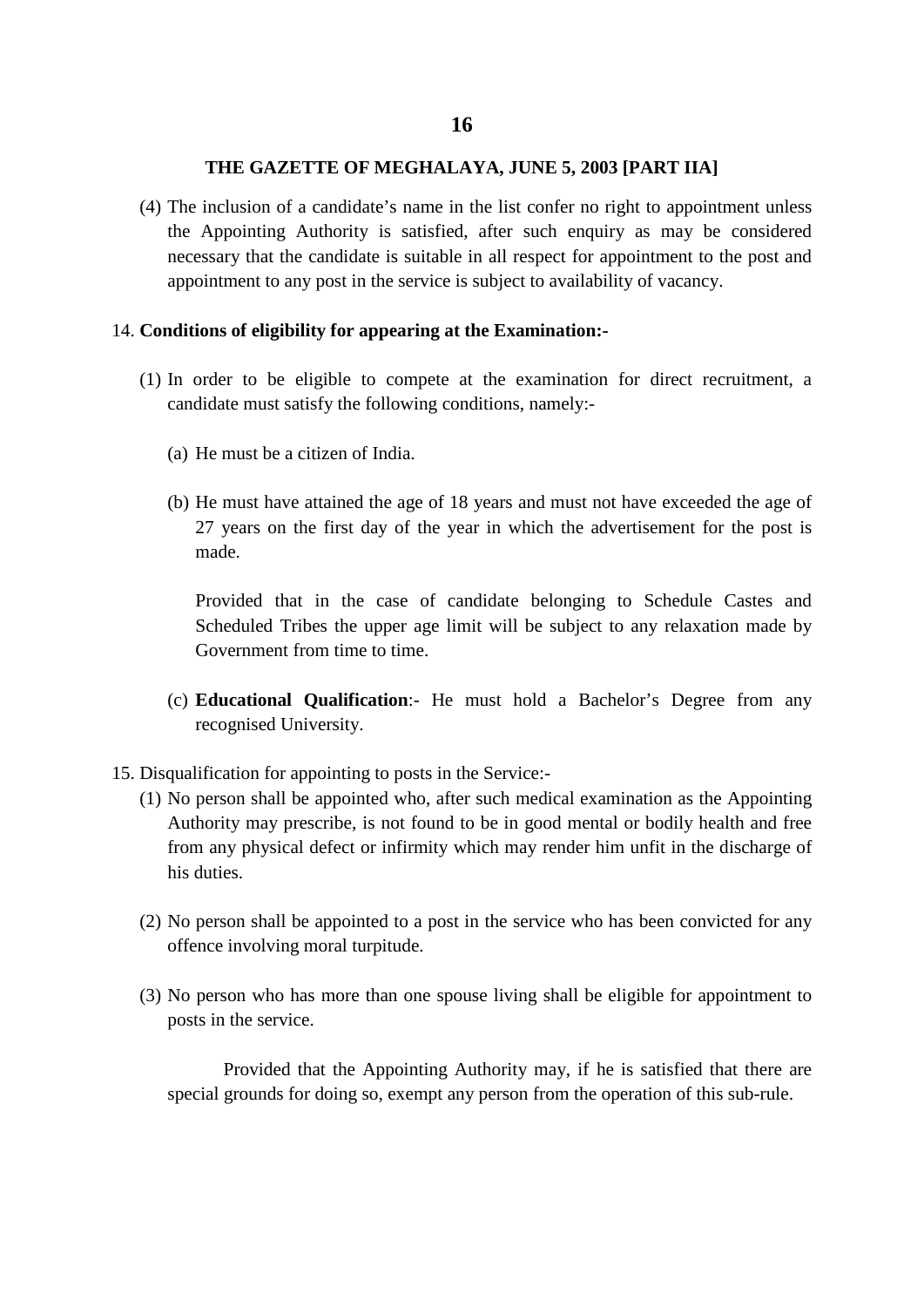(4) The inclusion of a candidate's name in the list confer no right to appointment unless the Appointing Authority is satisfied, after such enquiry as may be considered necessary that the candidate is suitable in all respect for appointment to the post and appointment to any post in the service is subject to availability of vacancy.

14. **Conditions of eligibility for appearing at the Examination:-**

(1) In order to be eligible to compete at the examination for direct recruitment, a candidate must satisfy the following conditions, namely:-

(a) He must be a citizen of India.

(b) He must have attained the age of 18 years and must not have exceeded the age of 27 years on the first day of the year in which the advertisement for the post is made.

Provided that in the case of candidate belonging to Schedule Castes and Scheduled Tribes the upper age limit will be subject to any relaxation made by Government from time to time.

(c) **Educational Qualification**:- He must hold a Bachelor's Degree from any recognised University.

15. Disqualification for appointing to posts in the Service:-

(1) No person shall be appointed who, after such medical examination as the Appointing Authority may prescribe, is not found to be in good mental or bodily health and free from any physical defect or infirmity which may render him unfit in the discharge of his duties.

(2) No person shall be appointed to a post in the service who has been convicted for any offence involving moral turpitude.

(3) No person who has more than one spouse living shall be eligible for appointment to posts in the service.

Provided that the Appointing Authority may, if he is satisfied that there are special grounds for doing so, exempt any person from the operation of this sub-rule.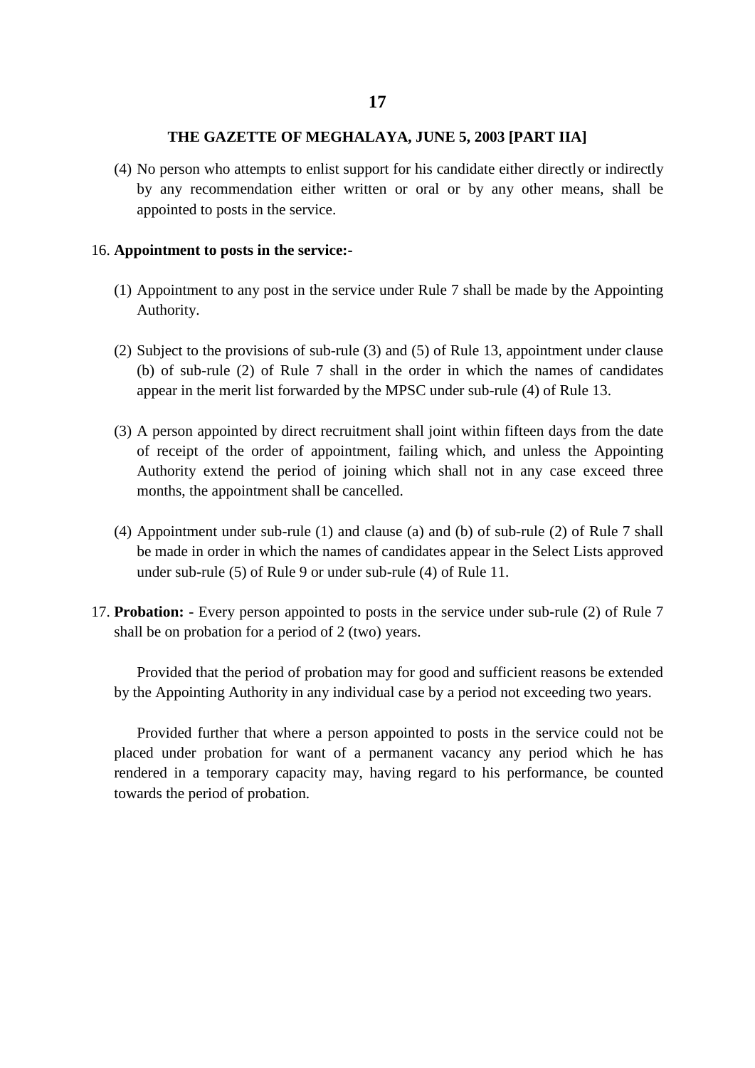(4) No person who attempts to enlist support for his candidate either directly or indirectly by any recommendation either written or oral or by any other means, shall be appointed to posts in the service.

16. **Appointment to posts in the service:-**

(1) Appointment to any post in the service under Rule 7 shall be made by the Appointing Authority.

(2) Subject to the provisions of sub-rule (3) and (5) of Rule 13, appointment under clause (b) of sub-rule (2) of Rule 7 shall in the order in which the names of candidates appear in the merit list forwarded by the MPSC under sub-rule (4) of Rule 13.

(3) A person appointed by direct recruitment shall joint within fifteen days from the date of receipt of the order of appointment, failing which, and unless the Appointing Authority extend the period of joining which shall not in any case exceed three months, the appointment shall be cancelled.

(4) Appointment under sub-rule (1) and clause (a) and (b) of sub-rule (2) of Rule 7 shall be made in order in which the names of candidates appear in the Select Lists approved under sub-rule (5) of Rule 9 or under sub-rule (4) of Rule 11.

17. **Probation:** - Every person appointed to posts in the service under sub-rule (2) of Rule 7 shall be on probation for a period of 2 (two) years.

Provided that the period of probation may for good and sufficient reasons be extended by the Appointing Authority in any individual case by a period not exceeding two years.

Provided further that where a person appointed to posts in the service could not be placed under probation for want of a permanent vacancy any period which he has rendered in a temporary capacity may, having regard to his performance, be counted towards the period of probation.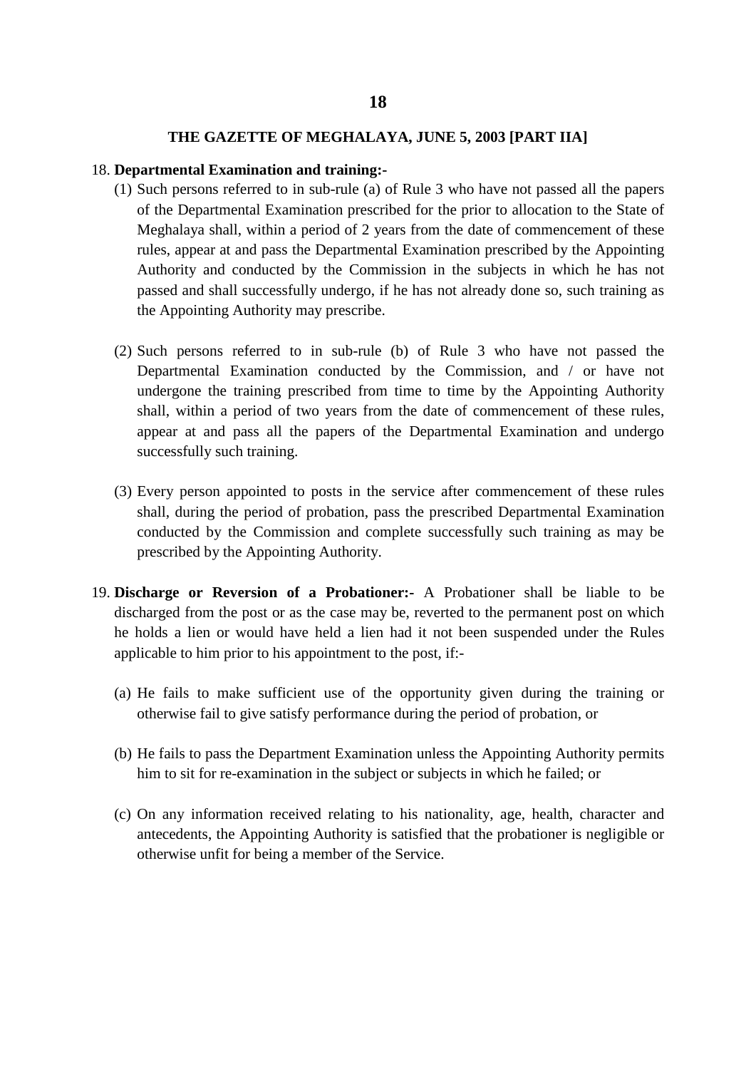18. **Departmental Examination and training:-**

   (1) Such persons referred to in sub-rule (a) of Rule 3 who have not passed all the papers of the Departmental Examination prescribed for the prior to allocation to the State of Meghalaya shall, within a period of 2 years from the date of commencement of these rules, appear at and pass the Departmental Examination prescribed by the Appointing Authority and conducted by the Commission in the subjects in which he has not passed and shall successfully undergo, if he has not already done so, such training as the Appointing Authority may prescribe.

   (2) Such persons referred to in sub-rule (b) of Rule 3 who have not passed the Departmental Examination conducted by the Commission, and / or have not undergone the training prescribed from time to time by the Appointing Authority shall, within a period of two years from the date of commencement of these rules, appear at and pass all the papers of the Departmental Examination and undergo successfully such training.

   (3) Every person appointed to posts in the service after commencement of these rules shall, during the period of probation, pass the prescribed Departmental Examination conducted by the Commission and complete successfully such training as may be prescribed by the Appointing Authority.

19. **Discharge or Reversion of a Probationer:-** A Probationer shall be liable to be discharged from the post or as the case may be, reverted to the permanent post on which he holds a lien or would have held a lien had it not been suspended under the Rules applicable to him prior to his appointment to the post, if:-

   (a) He fails to make sufficient use of the opportunity given during the training or otherwise fail to give satisfy performance during the period of probation, or

   (b) He fails to pass the Department Examination unless the Appointing Authority permits him to sit for re-examination in the subject or subjects in which he failed; or

   (c) On any information received relating to his nationality, age, health, character and antecedents, the Appointing Authority is satisfied that the probationer is negligible or otherwise unfit for being a member of the Service.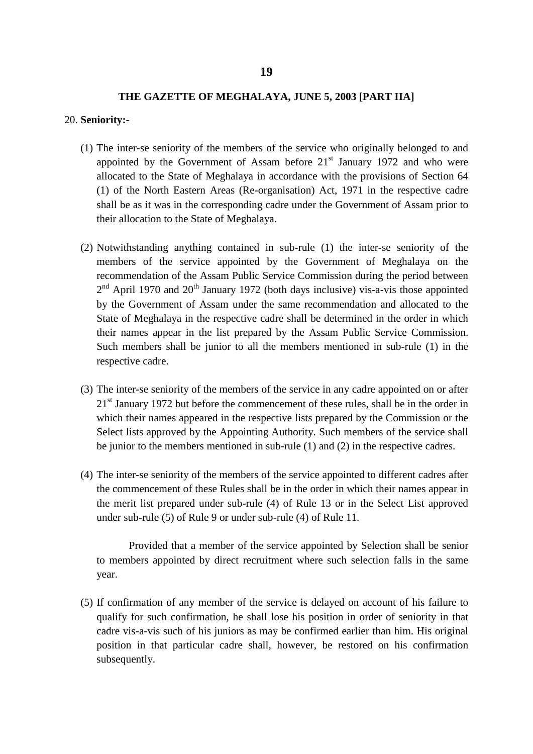20. **Seniority:-**

(1) The inter-se seniority of the members of the service who originally belonged to and appointed by the Government of Assam before 21st January 1972 and who were allocated to the State of Meghalaya in accordance with the provisions of Section 64 (1) of the North Eastern Areas (Re-organisation) Act, 1971 in the respective cadre shall be as it was in the corresponding cadre under the Government of Assam prior to their allocation to the State of Meghalaya.

(2) Notwithstanding anything contained in sub-rule (1) the inter-se seniority of the members of the service appointed by the Government of Meghalaya on the recommendation of the Assam Public Service Commission during the period between 2nd April 1970 and 20th January 1972 (both days inclusive) vis-a-vis those appointed by the Government of Assam under the same recommendation and allocated to the State of Meghalaya in the respective cadre shall be determined in the order in which their names appear in the list prepared by the Assam Public Service Commission. Such members shall be junior to all the members mentioned in sub-rule (1) in the respective cadre.

(3) The inter-se seniority of the members of the service in any cadre appointed on or after 21st January 1972 but before the commencement of these rules, shall be in the order in which their names appeared in the respective lists prepared by the Commission or the Select lists approved by the Appointing Authority. Such members of the service shall be junior to the members mentioned in sub-rule (1) and (2) in the respective cadres.

(4) The inter-se seniority of the members of the service appointed to different cadres after the commencement of these Rules shall be in the order in which their names appear in the merit list prepared under sub-rule (4) of Rule 13 or in the Select List approved under sub-rule (5) of Rule 9 or under sub-rule (4) of Rule 11.

Provided that a member of the service appointed by Selection shall be senior to members appointed by direct recruitment where such selection falls in the same year.

(5) If confirmation of any member of the service is delayed on account of his failure to qualify for such confirmation, he shall lose his position in order of seniority in that cadre vis-a-vis such of his juniors as may be confirmed earlier than him. His original position in that particular cadre shall, however, be restored on his confirmation subsequently.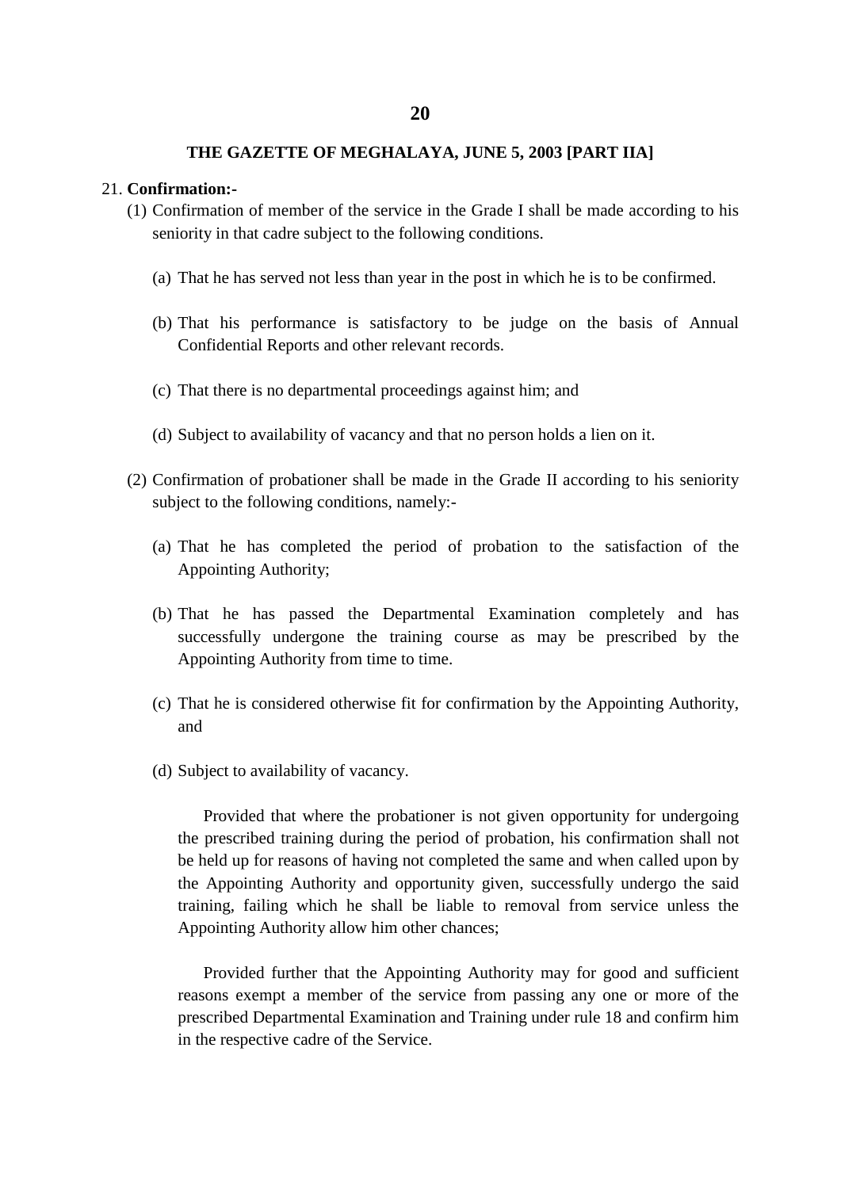21. **Confirmation:-**

(1) Confirmation of member of the service in the Grade I shall be made according to his seniority in that cadre subject to the following conditions.

(a) That he has served not less than year in the post in which he is to be confirmed.

(b) That his performance is satisfactory to be judge on the basis of Annual Confidential Reports and other relevant records.

(c) That there is no departmental proceedings against him; and

(d) Subject to availability of vacancy and that no person holds a lien on it.

(2) Confirmation of probationer shall be made in the Grade II according to his seniority subject to the following conditions, namely:-

(a) That he has completed the period of probation to the satisfaction of the Appointing Authority;

(b) That he has passed the Departmental Examination completely and has successfully undergone the training course as may be prescribed by the Appointing Authority from time to time.

(c) That he is considered otherwise fit for confirmation by the Appointing Authority, and

(d) Subject to availability of vacancy.

Provided that where the probationer is not given opportunity for undergoing the prescribed training during the period of probation, his confirmation shall not be held up for reasons of having not completed the same and when called upon by the Appointing Authority and opportunity given, successfully undergo the said training, failing which he shall be liable to removal from service unless the Appointing Authority allow him other chances;

Provided further that the Appointing Authority may for good and sufficient reasons exempt a member of the service from passing any one or more of the prescribed Departmental Examination and Training under rule 18 and confirm him in the respective cadre of the Service.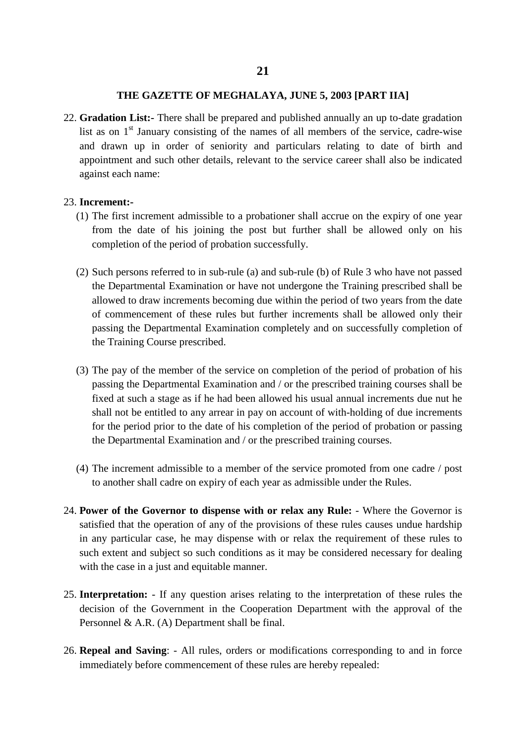22. **Gradation List:-** There shall be prepared and published annually an up to-date gradation list as on 1st January consisting of the names of all members of the service, cadre-wise and drawn up in order of seniority and particulars relating to date of birth and appointment and such other details, relevant to the service career shall also be indicated against each name:

23. **Increment:-**
    (1) The first increment admissible to a probationer shall accrue on the expiry of one year from the date of his joining the post but further shall be allowed only on his completion of the period of probation successfully.

    (2) Such persons referred to in sub-rule (a) and sub-rule (b) of Rule 3 who have not passed the Departmental Examination or have not undergone the Training prescribed shall be allowed to draw increments becoming due within the period of two years from the date of commencement of these rules but further increments shall be allowed only their passing the Departmental Examination completely and on successfully completion of the Training Course prescribed.

    (3) The pay of the member of the service on completion of the period of probation of his passing the Departmental Examination and / or the prescribed training courses shall be fixed at such a stage as if he had been allowed his usual annual increments due nut he shall not be entitled to any arrear in pay on account of with-holding of due increments for the period prior to the date of his completion of the period of probation or passing the Departmental Examination and / or the prescribed training courses.

    (4) The increment admissible to a member of the service promoted from one cadre / post to another shall cadre on expiry of each year as admissible under the Rules.

24. **Power of the Governor to dispense with or relax any Rule:** - Where the Governor is satisfied that the operation of any of the provisions of these rules causes undue hardship in any particular case, he may dispense with or relax the requirement of these rules to such extent and subject so such conditions as it may be considered necessary for dealing with the case in a just and equitable manner.

25. **Interpretation:** - If any question arises relating to the interpretation of these rules the decision of the Government in the Cooperation Department with the approval of the Personnel & A.R. (A) Department shall be final.

26. **Repeal and Saving**: - All rules, orders or modifications corresponding to and in force immediately before commencement of these rules are hereby repealed: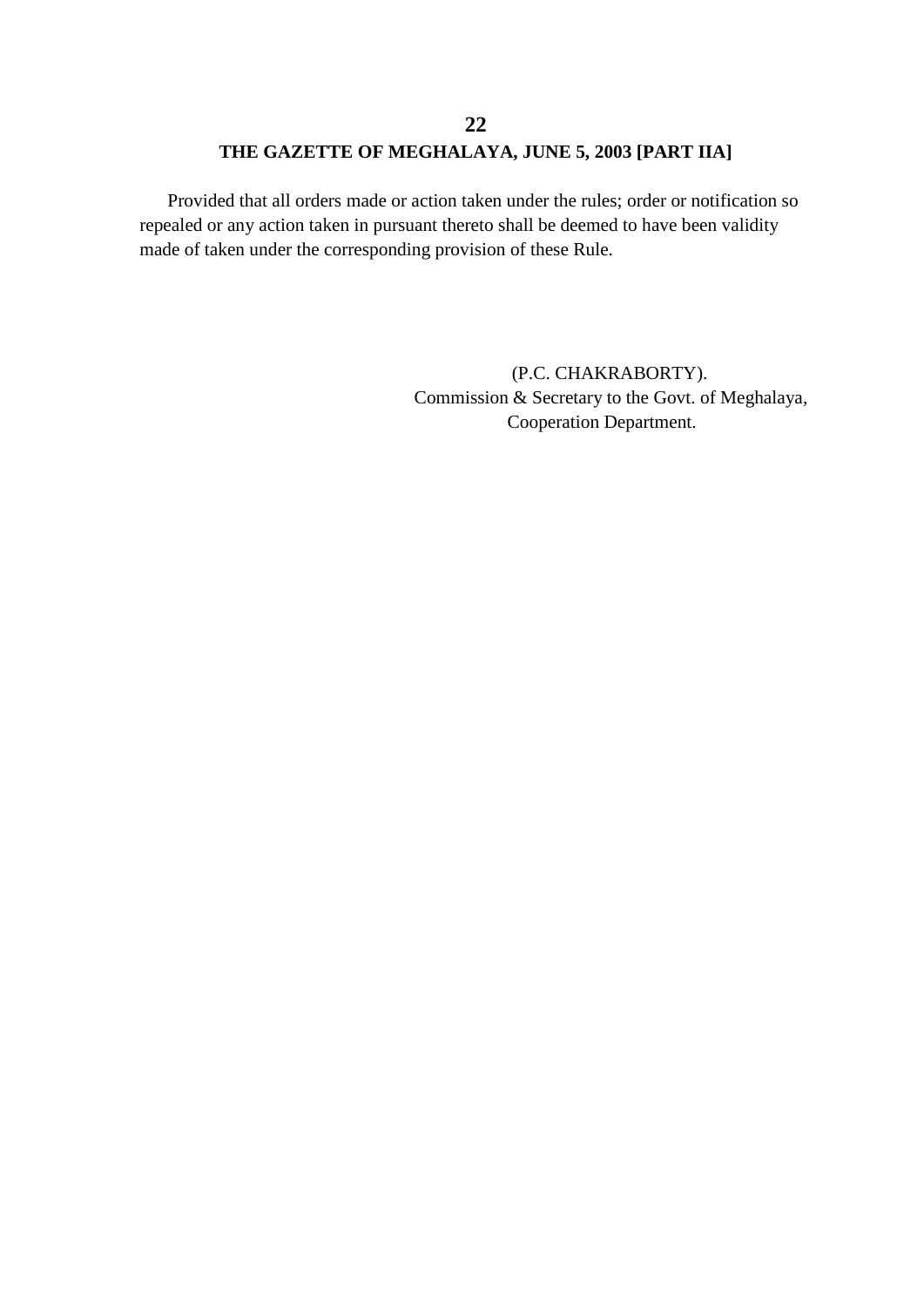Provided that all orders made or action taken under the rules; order or notification so repealed or any action taken in pursuant thereto shall be deemed to have been validity made of taken under the corresponding provision of these Rule.

(P.C. CHAKRABORTY).
Commission & Secretary to the Govt. of Meghalaya,
Cooperation Department.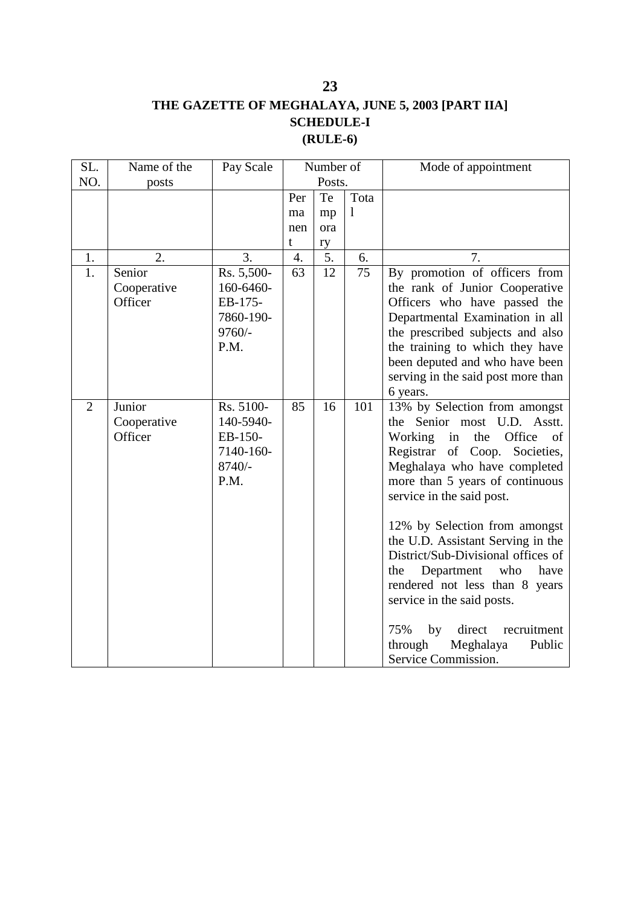**THE GAZETTE OF MEGHALAYA, JUNE 5, 2003 [PART IIA]**

**SCHEDULE-I**

**(RULE-6)**

| SL. NO. | Name of the posts | Pay Scale | Number of Posts. | | | Mode of appointment |
|---|---|---|---|---|---|---|
| | | | Permanent | Temporary | Total | |
| 1. | 2. | 3. | 4. | 5. | 6. | 7. |
| 1. | Senior Cooperative Officer | Rs. 5,500-160-6460-EB-175-7860-190-9760/- P.M. | 63 | 12 | 75 | By promotion of officers from the rank of Junior Cooperative Officers who have passed the Departmental Examination in all the prescribed subjects and also the training to which they have been deputed and who have been serving in the said post more than 6 years. |
| 2 | Junior Cooperative Officer | Rs. 5100-140-5940-EB-150-7140-160-8740/- P.M. | 85 | 16 | 101 | 13% by Selection from amongst the Senior most U.D. Asstt. Working in the Office of Registrar of Coop. Societies, Meghalaya who have completed more than 5 years of continuous service in the said post.<br><br>12% by Selection from amongst the U.D. Assistant Serving in the District/Sub-Divisional offices of the Department who have rendered not less than 8 years service in the said posts.<br><br>75% by direct recruitment through Meghalaya Public Service Commission. |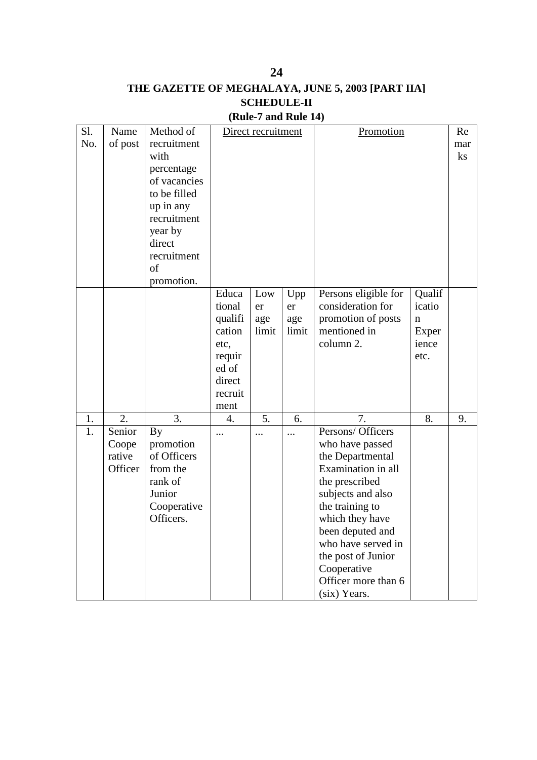THE GAZETTE OF MEGHALAYA, JUNE 5, 2003 [PART IIA]

## SCHEDULE-II

### (Rule-7 and Rule 14)

| Sl. No. | Name of post | Method of recruitment with percentage of vacancies to be filled up in any recruitment year by direct recruitment of promotion. | Direct recruitment | | | Promotion | | Remarks |
|---|---|---|---|---|---|---|---|---|
| | | | Educational qualification etc, required of direct recruitment | Lower age limit | Upper age limit | Persons eligible for consideration for promotion of posts mentioned in column 2. | Qualification Experience etc. | |
| 1. | 2. | 3. | 4. | 5. | 6. | 7. | 8. | 9. |
| 1. | Senior Cooperative Officer | By promotion of Officers from the rank of Junior Cooperative Officers. | ... | ... | ... | Persons/ Officers who have passed the Departmental Examination in all the prescribed subjects and also the training to which they have been deputed and who have served in the post of Junior Cooperative Officer more than 6 (six) Years. | | |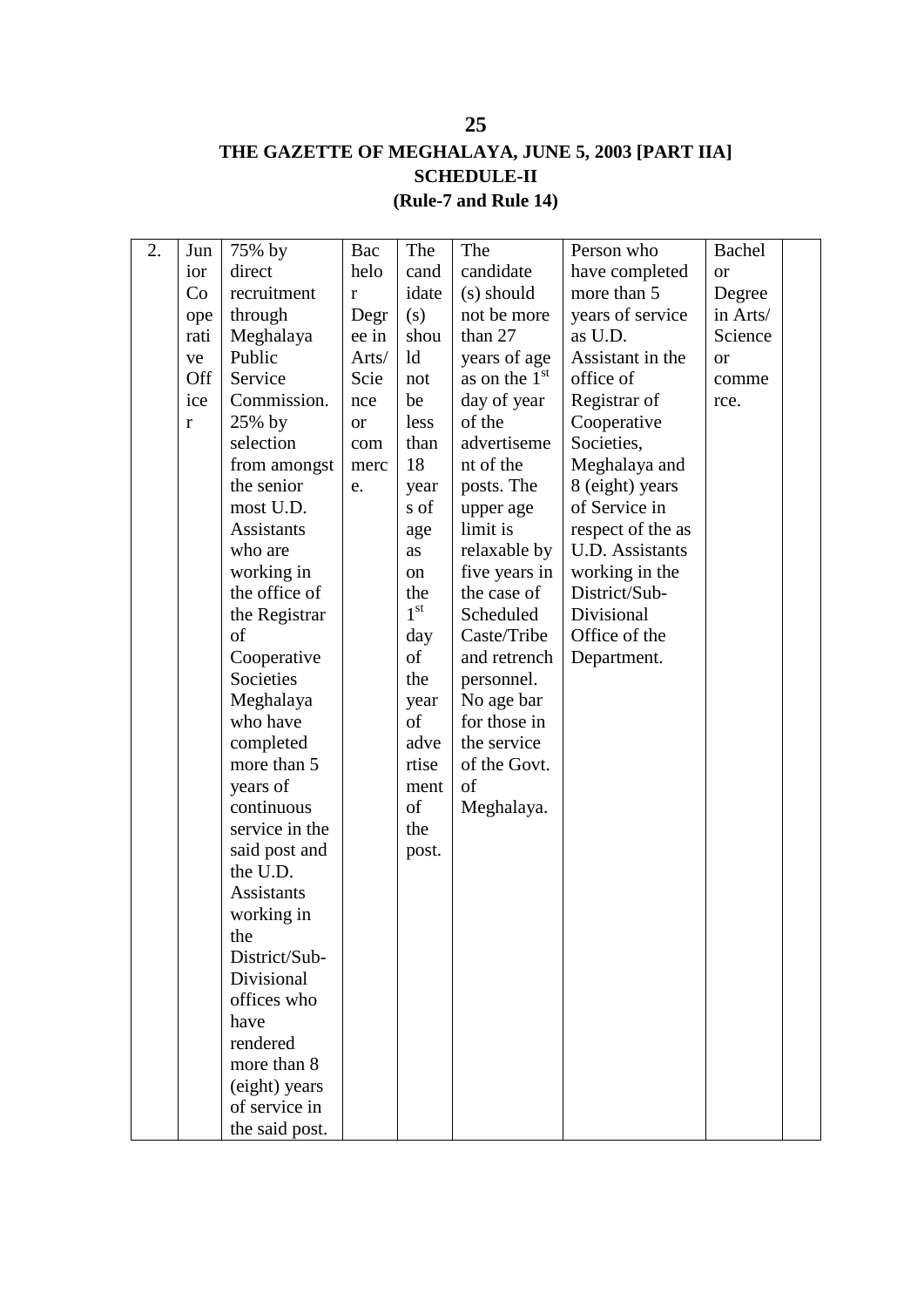THE GAZETTE OF MEGHALAYA, JUNE 5, 2003 [PART IIA]

**SCHEDULE-II**

**(Rule-7 and Rule 14)**

| | | | | | | | | |
|---|---|---|---|---|---|---|---|---|
| 2. | Junior Cooperative Officer | 75% by direct recruitment through Meghalaya Public Service Commission. 25% by selection from amongst the senior most U.D. Assistants who are working in the office of the Registrar of Cooperative Societies Meghalaya who have completed more than 5 years of continuous service in the said post and the U.D. Assistants working in the District/Sub-Divisional offices who have rendered more than 8 (eight) years of service in the said post. | Bachelor Degree in Arts/ Science or commerce. | The candidate (s) should not be less than 18 years of age as on the 1st day of the year of advertisement of the post. | The candidate (s) should not be more than 27 years of age as on the 1st day of year of the advertisement of the posts. The upper age limit is relaxable by five years in the case of Scheduled Caste/Tribe and retrench personnel. No age bar for those in the service of the Govt. of Meghalaya. | Person who have completed more than 5 years of service as U.D. Assistant in the office of Registrar of Cooperative Societies, Meghalaya and 8 (eight) years of Service in respect of the as U.D. Assistants working in the District/Sub-Divisional Office of the Department. | Bachelor Degree in Arts/ Science or commerce. | |